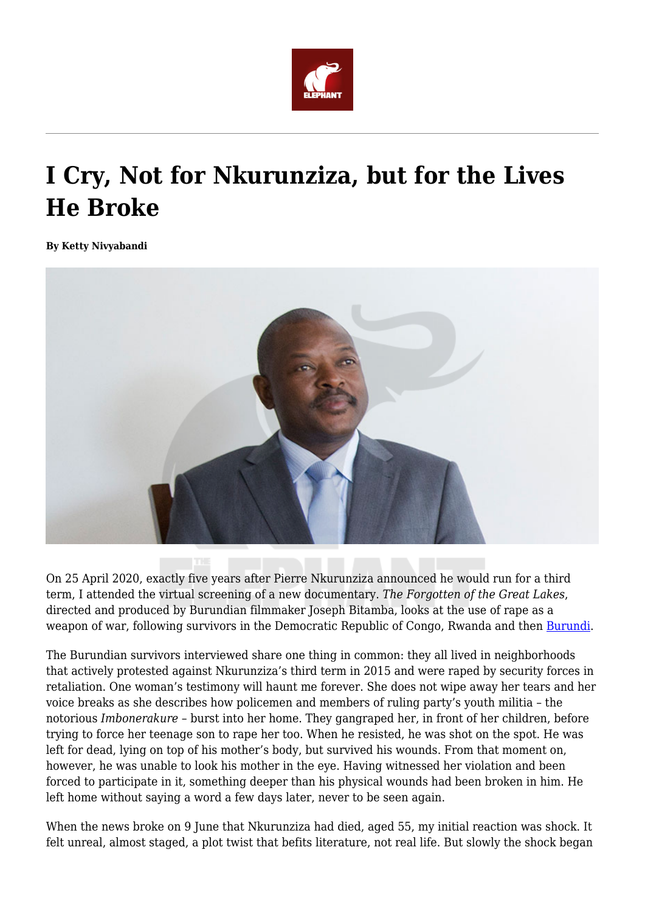# I Cry, Not for Nkurunziza, but for the Lives He Broke

**By Ketty Nivyabandi**

On 25 April 2020, exactly five years after Pierre Nkurunziza announced he would run for a third term, I attended the virtual screening of a new documentary. *The Forgotten of the Great Lakes*, directed and produced by Burundian filmmaker Joseph Bitamba, looks at the use of rape as a weapon of war, following survivors in the Democratic Republic of Congo, Rwanda and then Burundi.

The Burundian survivors interviewed share one thing in common: they all lived in neighborhoods that actively protested against Nkurunziza's third term in 2015 and were raped by security forces in retaliation. One woman's testimony will haunt me forever. She does not wipe away her tears and her voice breaks as she describes how policemen and members of ruling party's youth militia – the notorious *Imbonerakure* – burst into her home. They gangraped her, in front of her children, before trying to force her teenage son to rape her too. When he resisted, he was shot on the spot. He was left for dead, lying on top of his mother's body, but survived his wounds. From that moment on, however, he was unable to look his mother in the eye. Having witnessed her violation and been forced to participate in it, something deeper than his physical wounds had been broken in him. He left home without saying a word a few days later, never to be seen again.

When the news broke on 9 June that Nkurunziza had died, aged 55, my initial reaction was shock. It felt unreal, almost staged, a plot twist that befits literature, not real life. But slowly the shock began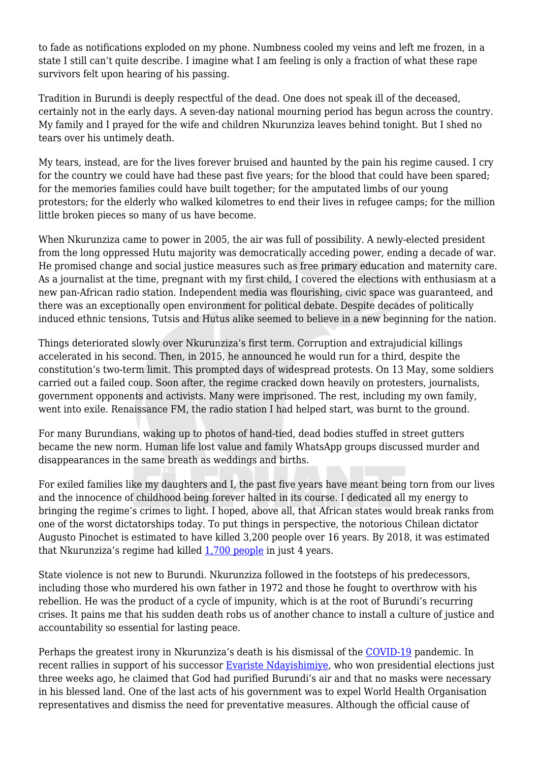to fade as notifications exploded on my phone. Numbness cooled my veins and left me frozen, in a state I still can't quite describe. I imagine what I am feeling is only a fraction of what these rape survivors felt upon hearing of his passing.

Tradition in Burundi is deeply respectful of the dead. One does not speak ill of the deceased, certainly not in the early days. A seven-day national mourning period has begun across the country. My family and I prayed for the wife and children Nkurunziza leaves behind tonight. But I shed no tears over his untimely death.

My tears, instead, are for the lives forever bruised and haunted by the pain his regime caused. I cry for the country we could have had these past five years; for the blood that could have been spared; for the memories families could have built together; for the amputated limbs of our young protestors; for the elderly who walked kilometres to end their lives in refugee camps; for the million little broken pieces so many of us have become.

When Nkurunziza came to power in 2005, the air was full of possibility. A newly-elected president from the long oppressed Hutu majority was democratically acceding power, ending a decade of war. He promised change and social justice measures such as free primary education and maternity care. As a journalist at the time, pregnant with my first child, I covered the elections with enthusiasm at a new pan-African radio station. Independent media was flourishing, civic space was guaranteed, and there was an exceptionally open environment for political debate. Despite decades of politically induced ethnic tensions, Tutsis and Hutus alike seemed to believe in a new beginning for the nation.

Things deteriorated slowly over Nkurunziza's first term. Corruption and extrajudicial killings accelerated in his second. Then, in 2015, he announced he would run for a third, despite the constitution's two-term limit. This prompted days of widespread protests. On 13 May, some soldiers carried out a failed coup. Soon after, the regime cracked down heavily on protesters, journalists, government opponents and activists. Many were imprisoned. The rest, including my own family, went into exile. Renaissance FM, the radio station I had helped start, was burnt to the ground.

For many Burundians, waking up to photos of hand-tied, dead bodies stuffed in street gutters became the new norm. Human life lost value and family WhatsApp groups discussed murder and disappearances in the same breath as weddings and births.

For exiled families like my daughters and I, the past five years have meant being torn from our lives and the innocence of childhood being forever halted in its course. I dedicated all my energy to bringing the regime's crimes to light. I hoped, above all, that African states would break ranks from one of the worst dictatorships today. To put things in perspective, the notorious Chilean dictator Augusto Pinochet is estimated to have killed 3,200 people over 16 years. By 2018, it was estimated that Nkurunziza's regime had killed 1,700 people in just 4 years.

State violence is not new to Burundi. Nkurunziza followed in the footsteps of his predecessors, including those who murdered his own father in 1972 and those he fought to overthrow with his rebellion. He was the product of a cycle of impunity, which is at the root of Burundi's recurring crises. It pains me that his sudden death robs us of another chance to install a culture of justice and accountability so essential for lasting peace.

Perhaps the greatest irony in Nkurunziza's death is his dismissal of the COVID-19 pandemic. In recent rallies in support of his successor Evariste Ndayishimiye, who won presidential elections just three weeks ago, he claimed that God had purified Burundi's air and that no masks were necessary in his blessed land. One of the last acts of his government was to expel World Health Organisation representatives and dismiss the need for preventative measures. Although the official cause of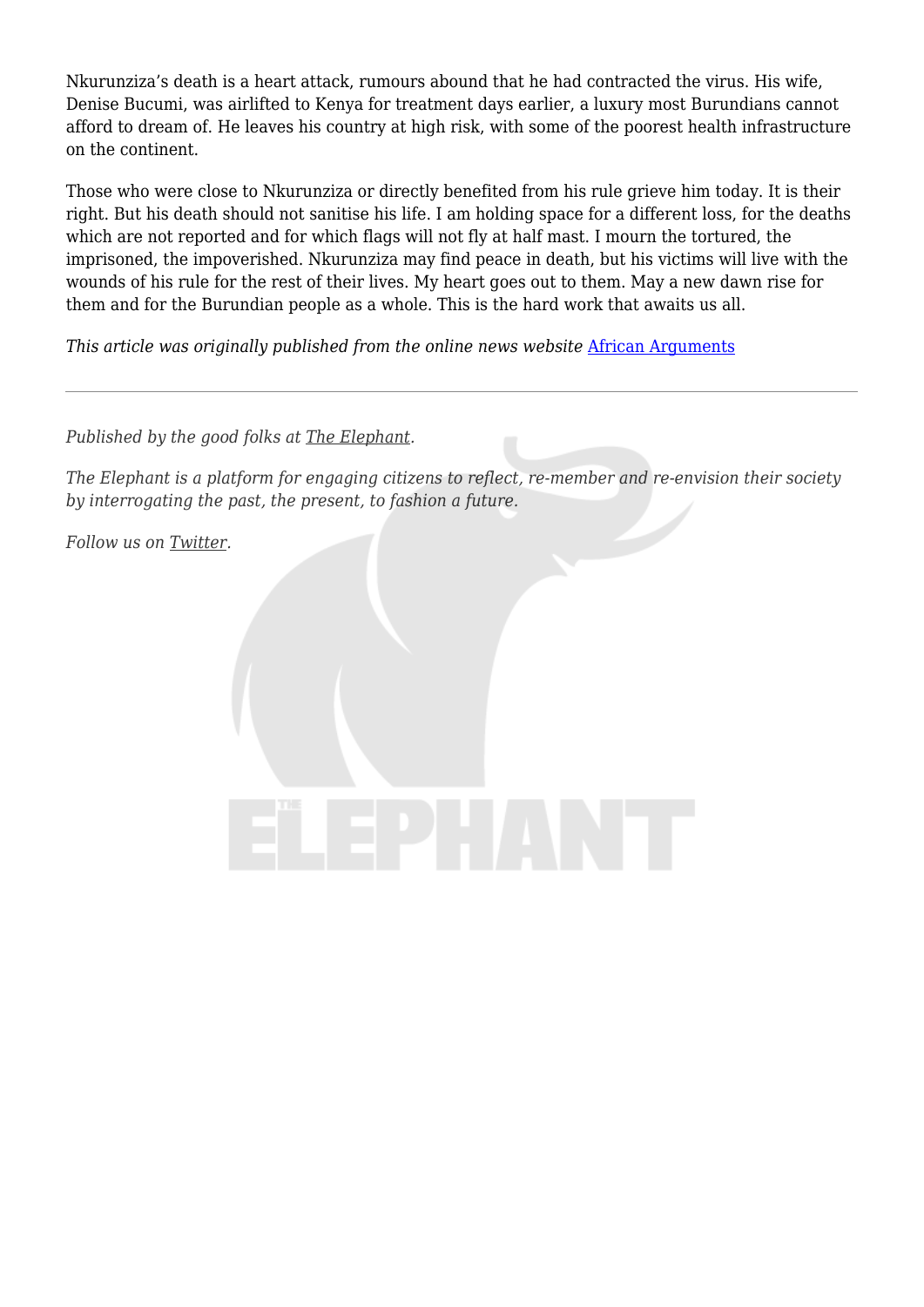Nkurunziza's death is a heart attack, rumours abound that he had contracted the virus. His wife, Denise Bucumi, was airlifted to Kenya for treatment days earlier, a luxury most Burundians cannot afford to dream of. He leaves his country at high risk, with some of the poorest health infrastructure on the continent.

Those who were close to Nkurunziza or directly benefited from his rule grieve him today. It is their right. But his death should not sanitise his life. I am holding space for a different loss, for the deaths which are not reported and for which flags will not fly at half mast. I mourn the tortured, the imprisoned, the impoverished. Nkurunziza may find peace in death, but his victims will live with the wounds of his rule for the rest of their lives. My heart goes out to them. May a new dawn rise for them and for the Burundian people as a whole. This is the hard work that awaits us all.

*This article was originally published from the online news website* [African Arguments]()

---

*Published by the good folks at [The Elephant]().*

*The Elephant is a platform for engaging citizens to reflect, re-member and re-envision their society by interrogating the past, the present, to fashion a future.*

*Follow us on [Twitter]().*